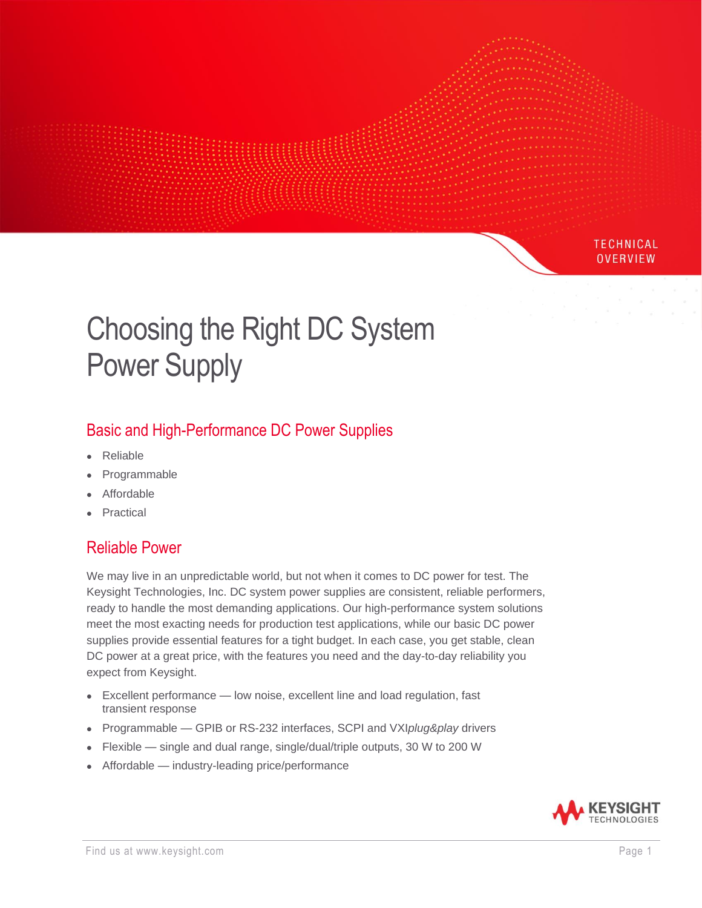TECHNICAL OVERVIEW

# Choosing the Right DC System Power Supply

## Basic and High-Performance DC Power Supplies

- Reliable
- Programmable
- Affordable
- Practical

## Reliable Power

We may live in an unpredictable world, but not when it comes to DC power for test. The Keysight Technologies, Inc. DC system power supplies are consistent, reliable performers, ready to handle the most demanding applications. Our high-performance system solutions meet the most exacting needs for production test applications, while our basic DC power supplies provide essential features for a tight budget. In each case, you get stable, clean DC power at a great price, with the features you need and the day-to-day reliability you expect from Keysight.

- Excellent performance — low noise, excellent line and load regulation, fast transient response
- Programmable — GPIB or RS-232 interfaces, SCPI and VXI*plug&play* drivers
- Flexible — single and dual range, single/dual/triple outputs, 30 W to 200 W
- Affordable — industry-leading price/performance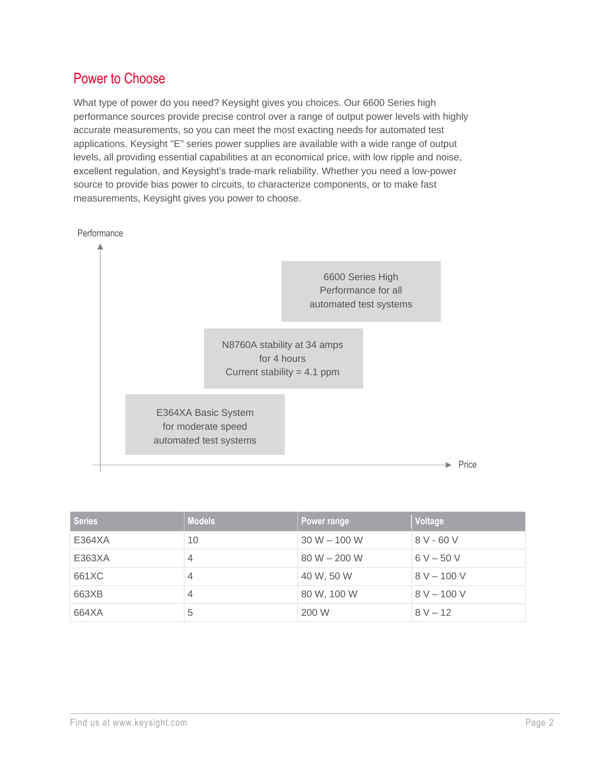## Power to Choose

What type of power do you need? Keysight gives you choices. Our 6600 Series high performance sources provide precise control over a range of output power levels with highly accurate measurements, so you can meet the most exacting needs for automated test applications. Keysight "E" series power supplies are available with a wide range of output levels, all providing essential capabilities at an economical price, with low ripple and noise, excellent regulation, and Keysight's trade-mark reliability. Whether you need a low-power source to provide bias power to circuits, to characterize components, or to make fast measurements, Keysight gives you power to choose.

Performance

6600 Series High Performance for all automated test systems

N8760A stability at 34 amps for 4 hours
Current stability = 4.1 ppm

E364XA Basic System for moderate speed automated test systems

Price

| Series | Models | Power range | Voltage |
| --- | --- | --- | --- |
| E364XA | 10 | 30 W – 100 W | 8 V - 60 V |
| E363XA | 4 | 80 W – 200 W | 6 V – 50 V |
| 661XC | 4 | 40 W, 50 W | 8 V – 100 V |
| 663XB | 4 | 80 W, 100 W | 8 V – 100 V |
| 664XA | 5 | 200 W | 8 V – 12 |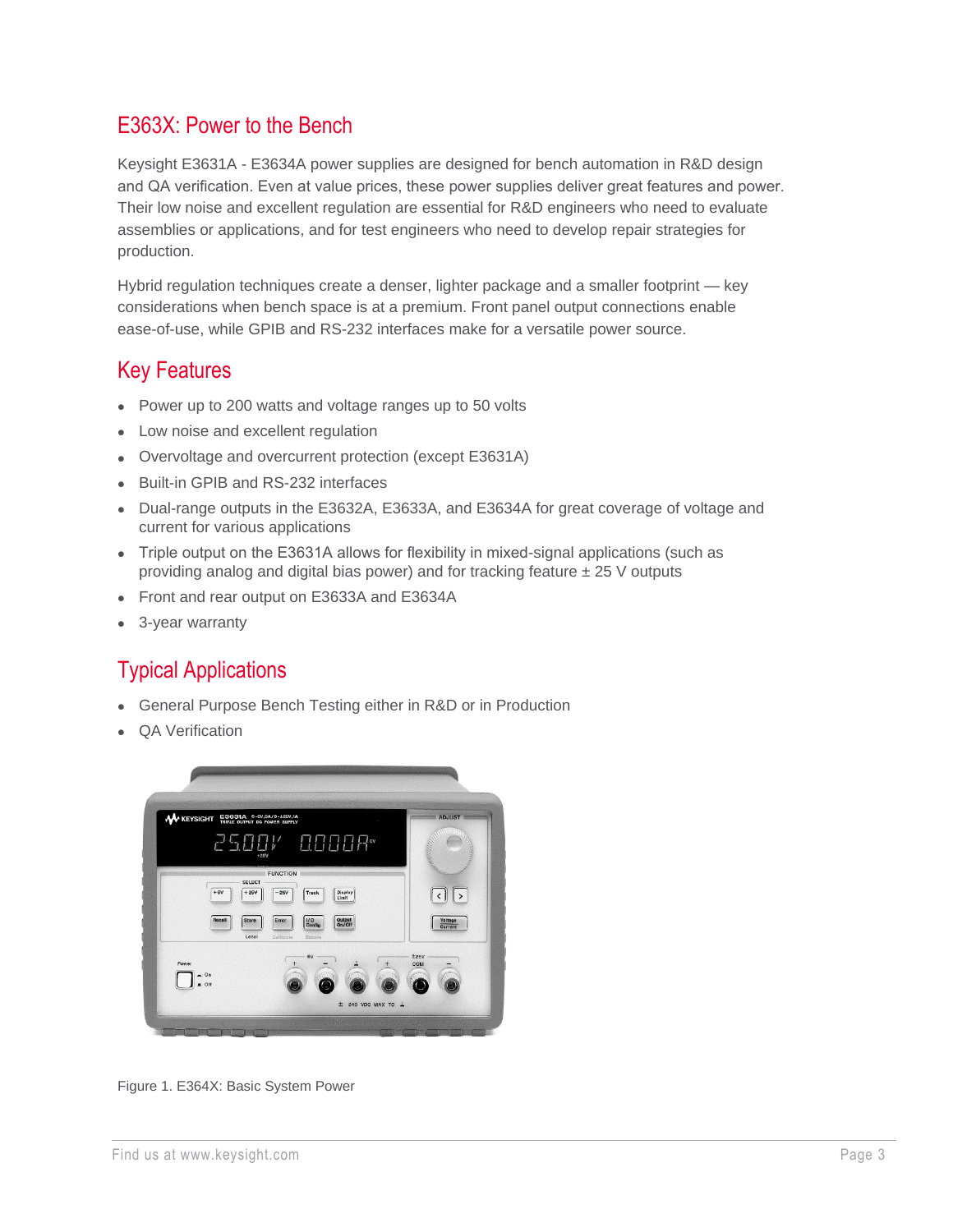## E363X: Power to the Bench

Keysight E3631A - E3634A power supplies are designed for bench automation in R&D design and QA verification. Even at value prices, these power supplies deliver great features and power. Their low noise and excellent regulation are essential for R&D engineers who need to evaluate assemblies or applications, and for test engineers who need to develop repair strategies for production.

Hybrid regulation techniques create a denser, lighter package and a smaller footprint — key considerations when bench space is at a premium. Front panel output connections enable ease-of-use, while GPIB and RS-232 interfaces make for a versatile power source.

## Key Features

- Power up to 200 watts and voltage ranges up to 50 volts
- Low noise and excellent regulation
- Overvoltage and overcurrent protection (except E3631A)
- Built-in GPIB and RS-232 interfaces
- Dual-range outputs in the E3632A, E3633A, and E3634A for great coverage of voltage and current for various applications
- Triple output on the E3631A allows for flexibility in mixed-signal applications (such as providing analog and digital bias power) and for tracking feature ± 25 V outputs
- Front and rear output on E3633A and E3634A
- 3-year warranty

## Typical Applications

- General Purpose Bench Testing either in R&D or in Production
- QA Verification

Figure 1. E364X: Basic System Power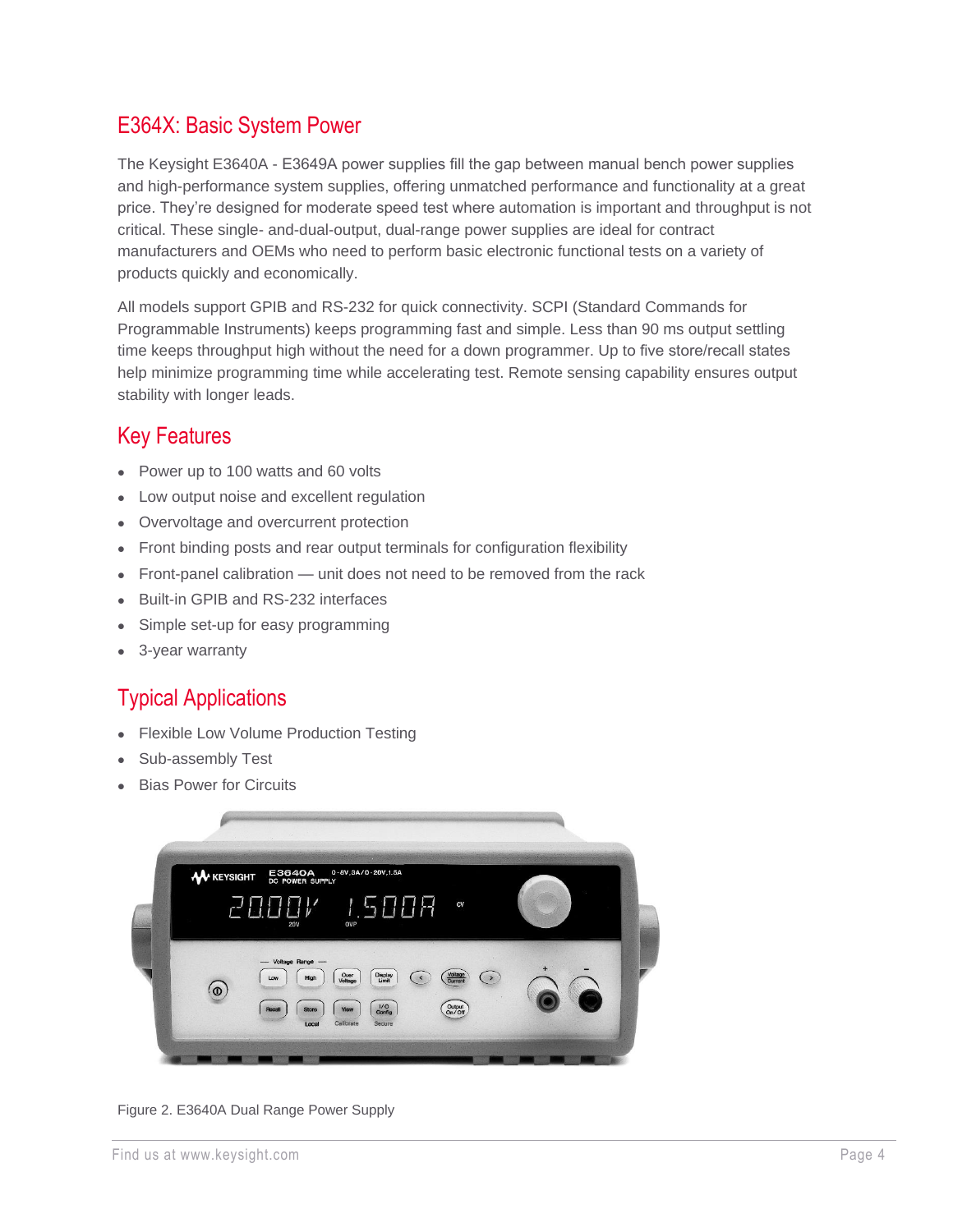## E364X: Basic System Power

The Keysight E3640A - E3649A power supplies fill the gap between manual bench power supplies and high-performance system supplies, offering unmatched performance and functionality at a great price. They're designed for moderate speed test where automation is important and throughput is not critical. These single- and-dual-output, dual-range power supplies are ideal for contract manufacturers and OEMs who need to perform basic electronic functional tests on a variety of products quickly and economically.

All models support GPIB and RS-232 for quick connectivity. SCPI (Standard Commands for Programmable Instruments) keeps programming fast and simple. Less than 90 ms output settling time keeps throughput high without the need for a down programmer. Up to five store/recall states help minimize programming time while accelerating test. Remote sensing capability ensures output stability with longer leads.

## Key Features

- Power up to 100 watts and 60 volts
- Low output noise and excellent regulation
- Overvoltage and overcurrent protection
- Front binding posts and rear output terminals for configuration flexibility
- Front-panel calibration — unit does not need to be removed from the rack
- Built-in GPIB and RS-232 interfaces
- Simple set-up for easy programming
- 3-year warranty

## Typical Applications

- Flexible Low Volume Production Testing
- Sub-assembly Test
- Bias Power for Circuits

Figure 2. E3640A Dual Range Power Supply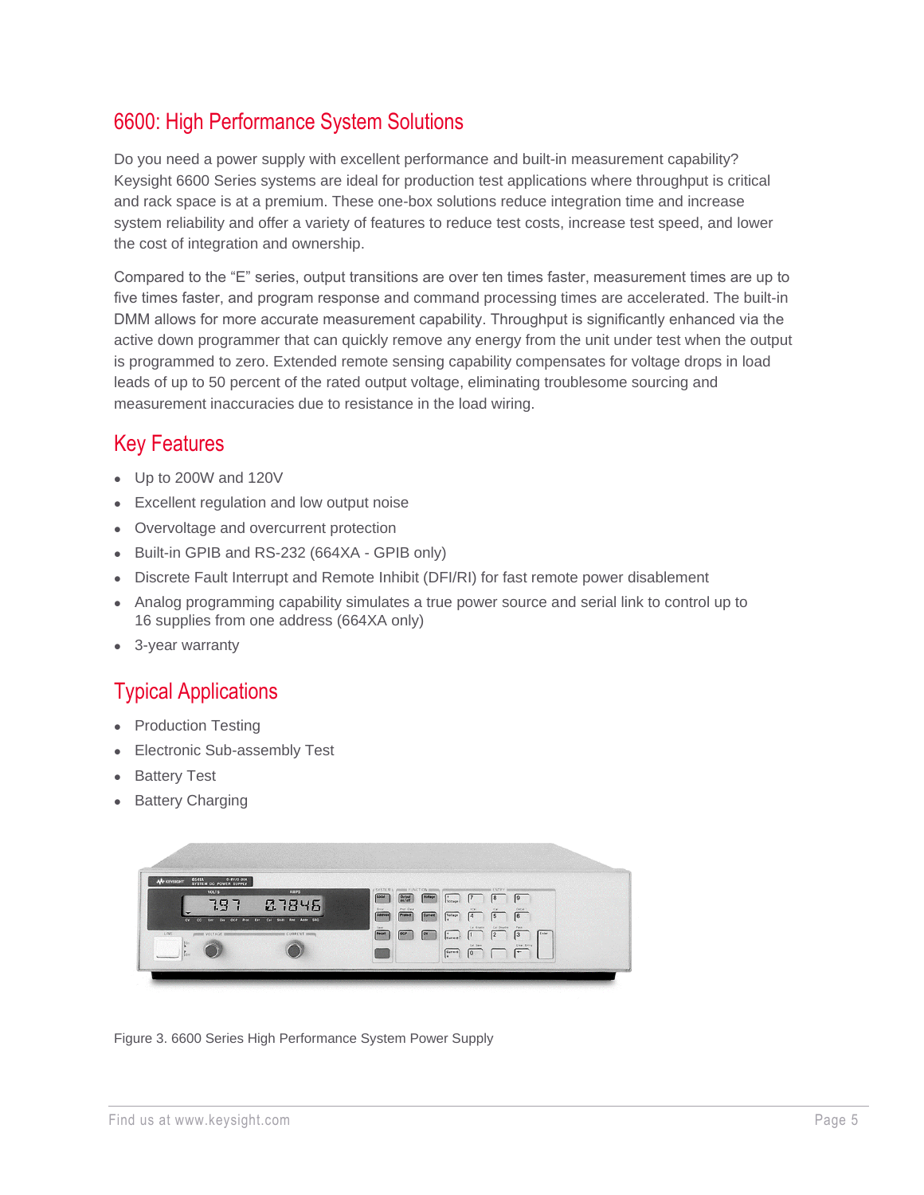## 6600: High Performance System Solutions

Do you need a power supply with excellent performance and built-in measurement capability? Keysight 6600 Series systems are ideal for production test applications where throughput is critical and rack space is at a premium. These one-box solutions reduce integration time and increase system reliability and offer a variety of features to reduce test costs, increase test speed, and lower the cost of integration and ownership.

Compared to the “E” series, output transitions are over ten times faster, measurement times are up to five times faster, and program response and command processing times are accelerated. The built-in DMM allows for more accurate measurement capability. Throughput is significantly enhanced via the active down programmer that can quickly remove any energy from the unit under test when the output is programmed to zero. Extended remote sensing capability compensates for voltage drops in load leads of up to 50 percent of the rated output voltage, eliminating troublesome sourcing and measurement inaccuracies due to resistance in the load wiring.

## Key Features

- Up to 200W and 120V
- Excellent regulation and low output noise
- Overvoltage and overcurrent protection
- Built-in GPIB and RS-232 (664XA - GPIB only)
- Discrete Fault Interrupt and Remote Inhibit (DFI/RI) for fast remote power disablement
- Analog programming capability simulates a true power source and serial link to control up to 16 supplies from one address (664XA only)
- 3-year warranty

## Typical Applications

- Production Testing
- Electronic Sub-assembly Test
- Battery Test
- Battery Charging

Figure 3. 6600 Series High Performance System Power Supply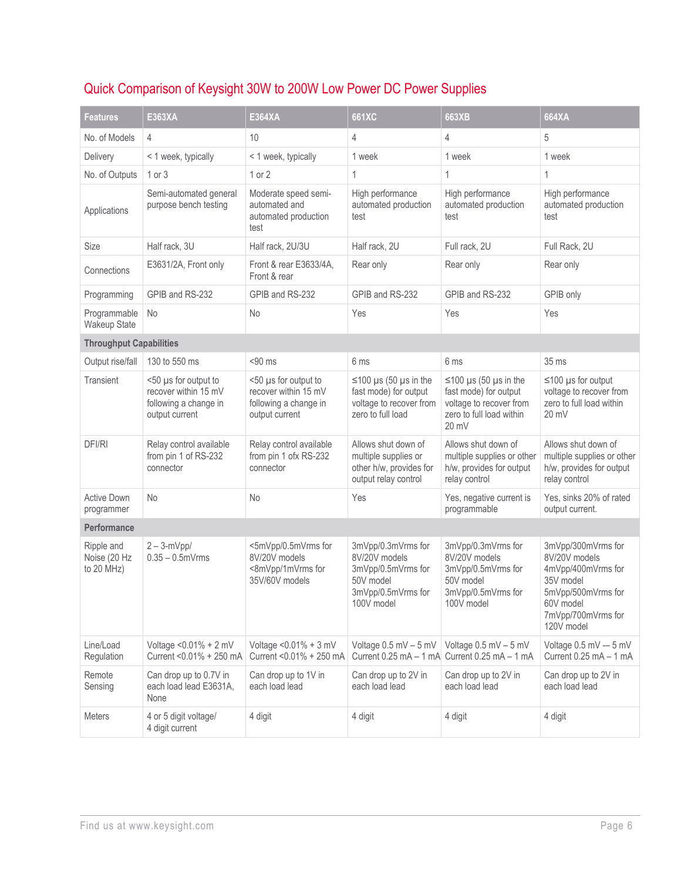## Quick Comparison of Keysight 30W to 200W Low Power DC Power Supplies

| Features | E363XA | E364XA | 661XC | 663XB | 664XA |
|---|---|---|---|---|---|
| No. of Models | 4 | 10 | 4 | 4 | 5 |
| Delivery | < 1 week, typically | < 1 week, typically | 1 week | 1 week | 1 week |
| No. of Outputs | 1 or 3 | 1 or 2 | 1 | 1 | 1 |
| Applications | Semi-automated general purpose bench testing | Moderate speed semi-automated and automated production test | High performance automated production test | High performance automated production test | High performance automated production test |
| Size | Half rack, 3U | Half rack, 2U/3U | Half rack, 2U | Full rack, 2U | Full Rack, 2U |
| Connections | E3631/2A, Front only | Front & rear E3633/4A, Front & rear | Rear only | Rear only | Rear only |
| Programming | GPIB and RS-232 | GPIB and RS-232 | GPIB and RS-232 | GPIB and RS-232 | GPIB only |
| Programmable Wakeup State | No | No | Yes | Yes | Yes |
| **Throughput Capabilities** | | | | | |
| Output rise/fall | 130 to 550 ms | <90 ms | 6 ms | 6 ms | 35 ms |
| Transient | <50 µs for output to recover within 15 mV following a change in output current | <50 µs for output to recover within 15 mV following a change in output current | ≤100 µs (50 µs in the fast mode) for output voltage to recover from zero to full load | ≤100 µs (50 µs in the fast mode) for output voltage to recover from zero to full load within 20 mV | ≤100 µs for output voltage to recover from zero to full load within 20 mV |
| DFI/RI | Relay control available from pin 1 of RS-232 connector | Relay control available from pin 1 ofx RS-232 connector | Allows shut down of multiple supplies or other h/w, provides for output relay control | Allows shut down of multiple supplies or other h/w, provides for output relay control | Allows shut down of multiple supplies or other h/w, provides for output relay control |
| Active Down programmer | No | No | Yes | Yes, negative current is programmable | Yes, sinks 20% of rated output current. |
| **Performance** | | | | | |
| Ripple and Noise (20 Hz to 20 MHz) | 2 – 3-mVpp/ 0.35 – 0.5mVrms | <5mVpp/0.5mVrms for 8V/20V models <8mVpp/1mVrms for 35V/60V models | 3mVpp/0.3mVrms for 8V/20V models 3mVpp/0.5mVrms for 50V model 3mVpp/0.5mVrms for 100V model | 3mVpp/0.3mVrms for 8V/20V models 3mVpp/0.5mVrms for 50V model 3mVpp/0.5mVrms for 100V model | 3mVpp/300mVrms for 8V/20V models 4mVpp/400mVrms for 35V model 5mVpp/500mVrms for 60V model 7mVpp/700mVrms for 120V model |
| Line/Load Regulation | Voltage <0.01% + 2 mV Current <0.01% + 250 mA | Voltage <0.01% + 3 mV Current <0.01% + 250 mA | Voltage 0.5 mV – 5 mV Current 0.25 mA – 1 mA | Voltage 0.5 mV – 5 mV Current 0.25 mA – 1 mA | Voltage 0.5 mV –- 5 mV Current 0.25 mA – 1 mA |
| Remote Sensing | Can drop up to 0.7V in each load lead E3631A, None | Can drop up to 1V in each load lead | Can drop up to 2V in each load lead | Can drop up to 2V in each load lead | Can drop up to 2V in each load lead |
| Meters | 4 or 5 digit voltage/ 4 digit current | 4 digit | 4 digit | 4 digit | 4 digit |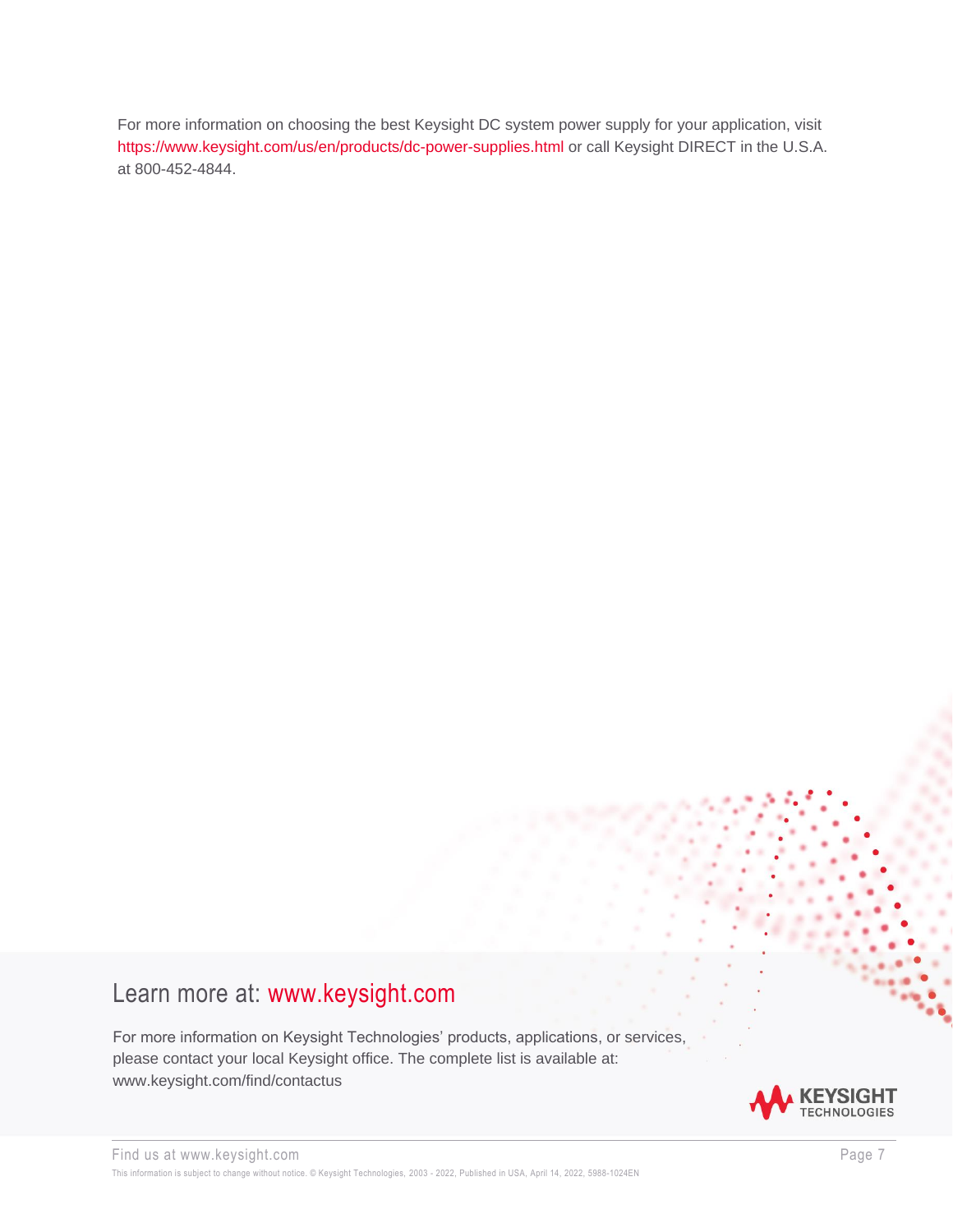For more information on choosing the best Keysight DC system power supply for your application, visit https://www.keysight.com/us/en/products/dc-power-supplies.html or call Keysight DIRECT in the U.S.A. at 800-452-4844.

## Learn more at: www.keysight.com

For more information on Keysight Technologies' products, applications, or services, please contact your local Keysight office. The complete list is available at: www.keysight.com/find/contactus

KEYSIGHT TECHNOLOGIES

This information is subject to change without notice. © Keysight Technologies, 2003 - 2022, Published in USA, April 14, 2022, 5988-1024EN